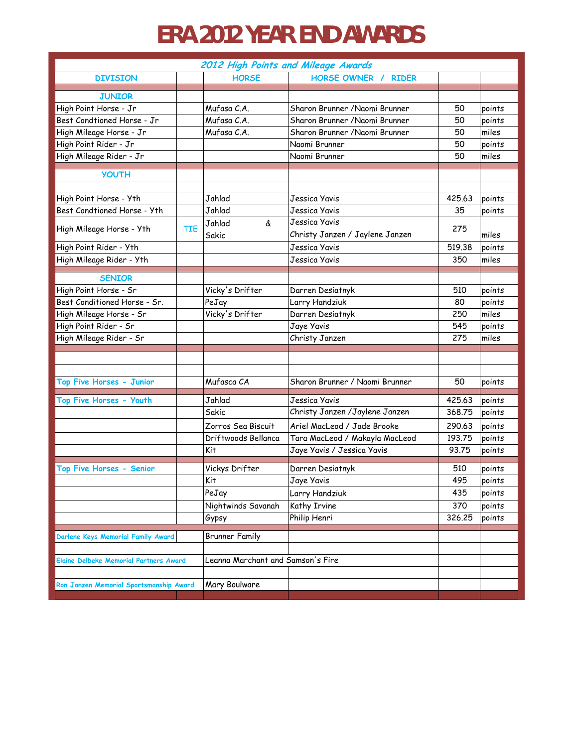# ERA 2012 YEAR END AWARDS

| 2012 High Points and Mileage Awards | | | | | |
|---|---|---|---|---|---|
| DIVISION | | HORSE | HORSE OWNER / RIDER | | |
| JUNIOR | | | | | |
| High Point Horse - Jr | | Mufasa C.A. | Sharon Brunner /Naomi Brunner | 50 | points |
| Best Condtioned Horse - Jr | | Mufasa C.A. | Sharon Brunner /Naomi Brunner | 50 | points |
| High Mileage Horse - Jr | | Mufasa C.A. | Sharon Brunner /Naomi Brunner | 50 | miles |
| High Point Rider - Jr | | | Naomi Brunner | 50 | points |
| High Mileage Rider - Jr | | | Naomi Brunner | 50 | miles |
| YOUTH | | | | | |
| High Point Horse - Yth | | Jahlad | Jessica Yavis | 425.63 | points |
| Best Condtioned Horse - Yth | | Jahlad | Jessica Yavis | 35 | points |
| High Mileage Horse - Yth | TIE | Jahlad & Sakic | Jessica Yavis<br>Christy Janzen / Jaylene Janzen | 275 | miles |
| High Point Rider - Yth | | | Jessica Yavis | 519.38 | points |
| High Mileage Rider - Yth | | | Jessica Yavis | 350 | miles |
| SENIOR | | | | | |
| High Point Horse - Sr | | Vicky's Drifter | Darren Desiatnyk | 510 | points |
| Best Conditioned Horse - Sr. | | PeJay | Larry Handziuk | 80 | points |
| High Mileage Horse - Sr | | Vicky's Drifter | Darren Desiatnyk | 250 | miles |
| High Point Rider - Sr | | | Jaye Yavis | 545 | points |
| High Mileage Rider - Sr | | | Christy Janzen | 275 | miles |
| Top Five Horses - Junior | | Mufasca CA | Sharon Brunner / Naomi Brunner | 50 | points |
| Top Five Horses - Youth | | Jahlad | Jessica Yavis | 425.63 | points |
| | | Sakic | Christy Janzen /Jaylene Janzen | 368.75 | points |
| | | Zorros Sea Biscuit | Ariel MacLeod / Jade Brooke | 290.63 | points |
| | | Driftwoods Bellanca | Tara MacLeod / Makayla MacLeod | 193.75 | points |
| | | Kit | Jaye Yavis / Jessica Yavis | 93.75 | points |
| Top Five Horses - Senior | | Vickys Drifter | Darren Desiatnyk | 510 | points |
| | | Kit | Jaye Yavis | 495 | points |
| | | PeJay | Larry Handziuk | 435 | points |
| | | Nightwinds Savanah | Kathy Irvine | 370 | points |
| | | Gypsy | Philip Henri | 326.25 | points |
| Darlene Keys Memorial Family Award | | Brunner Family | | | |
| Elaine Delbeke Memorial Partners Award | | Leanna Marchant and Samson's Fire | | | |
| Ron Janzen Memorial Sportsmanship Award | | Mary Boulware | | | |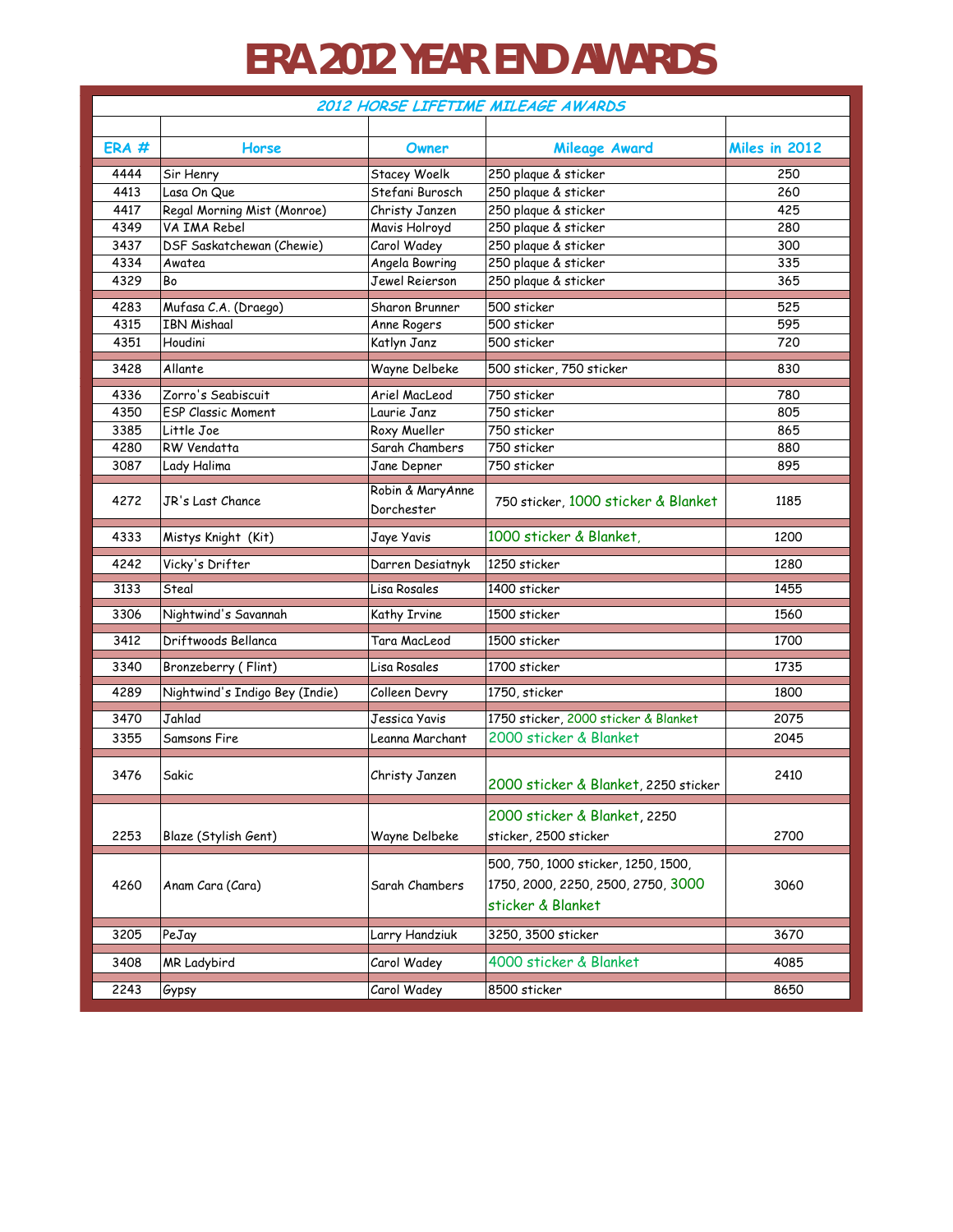# ERA 2012 YEAR END AWARDS

| 2012 HORSE LIFETIME MILEAGE AWARDS | | | | |
|---|---|---|---|---|
| ERA # | Horse | Owner | Mileage Award | Miles in 2012 |
| 4444 | Sir Henry | Stacey Woelk | 250 plaque & sticker | 250 |
| 4413 | Lasa On Que | Stefani Burosch | 250 plaque & sticker | 260 |
| 4417 | Regal Morning Mist (Monroe) | Christy Janzen | 250 plaque & sticker | 425 |
| 4349 | VA IMA Rebel | Mavis Holroyd | 250 plaque & sticker | 280 |
| 3437 | DSF Saskatchewan (Chewie) | Carol Wadey | 250 plaque & sticker | 300 |
| 4334 | Awatea | Angela Bowring | 250 plaque & sticker | 335 |
| 4329 | Bo | Jewel Reierson | 250 plaque & sticker | 365 |
| 4283 | Mufasa C.A. (Draego) | Sharon Brunner | 500 sticker | 525 |
| 4315 | IBN Mishaal | Anne Rogers | 500 sticker | 595 |
| 4351 | Houdini | Katlyn Janz | 500 sticker | 720 |
| 3428 | Allante | Wayne Delbeke | 500 sticker, 750 sticker | 830 |
| 4336 | Zorro's Seabiscuit | Ariel MacLeod | 750 sticker | 780 |
| 4350 | ESP Classic Moment | Laurie Janz | 750 sticker | 805 |
| 3385 | Little Joe | Roxy Mueller | 750 sticker | 865 |
| 4280 | RW Vendatta | Sarah Chambers | 750 sticker | 880 |
| 3087 | Lady Halima | Jane Depner | 750 sticker | 895 |
| 4272 | JR's Last Chance | Robin & MaryAnne Dorchester | 750 sticker, 1000 sticker & Blanket | 1185 |
| 4333 | Mistys Knight (Kit) | Jaye Yavis | 1000 sticker & Blanket, | 1200 |
| 4242 | Vicky's Drifter | Darren Desiatnyk | 1250 sticker | 1280 |
| 3133 | Steal | Lisa Rosales | 1400 sticker | 1455 |
| 3306 | Nightwind's Savannah | Kathy Irvine | 1500 sticker | 1560 |
| 3412 | Driftwoods Bellanca | Tara MacLeod | 1500 sticker | 1700 |
| 3340 | Bronzeberry ( Flint) | Lisa Rosales | 1700 sticker | 1735 |
| 4289 | Nightwind's Indigo Bey (Indie) | Colleen Devry | 1750, sticker | 1800 |
| 3470 | Jahlad | Jessica Yavis | 1750 sticker, 2000 sticker & Blanket | 2075 |
| 3355 | Samsons Fire | Leanna Marchant | 2000 sticker & Blanket | 2045 |
| 3476 | Sakic | Christy Janzen | 2000 sticker & Blanket, 2250 sticker | 2410 |
| 2253 | Blaze (Stylish Gent) | Wayne Delbeke | 2000 sticker & Blanket, 2250 sticker, 2500 sticker | 2700 |
| 4260 | Anam Cara (Cara) | Sarah Chambers | 500, 750, 1000 sticker, 1250, 1500, 1750, 2000, 2250, 2500, 2750, 3000 sticker & Blanket | 3060 |
| 3205 | PeJay | Larry Handziuk | 3250, 3500 sticker | 3670 |
| 3408 | MR Ladybird | Carol Wadey | 4000 sticker & Blanket | 4085 |
| 2243 | Gypsy | Carol Wadey | 8500 sticker | 8650 |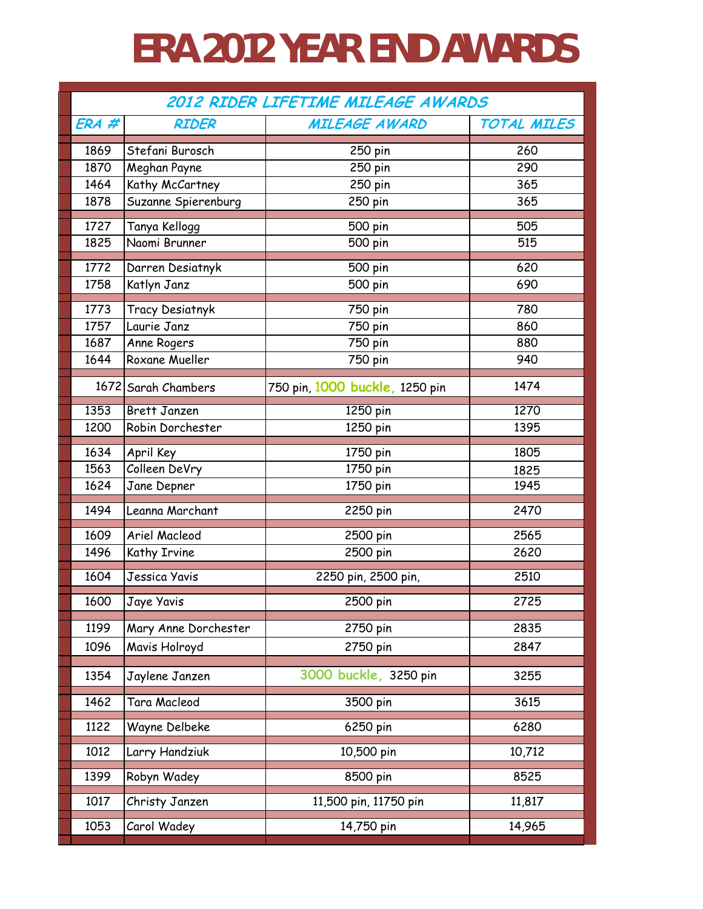# ERA 2012 YEAR END AWARDS

## 2012 RIDER LIFETIME MILEAGE AWARDS

| ERA # | RIDER | MILEAGE AWARD | TOTAL MILES |
|---|---|---|---|
| 1869 | Stefani Burosch | 250 pin | 260 |
| 1870 | Meghan Payne | 250 pin | 290 |
| 1464 | Kathy McCartney | 250 pin | 365 |
| 1878 | Suzanne Spierenburg | 250 pin | 365 |
| 1727 | Tanya Kellogg | 500 pin | 505 |
| 1825 | Naomi Brunner | 500 pin | 515 |
| 1772 | Darren Desiatnyk | 500 pin | 620 |
| 1758 | Katlyn Janz | 500 pin | 690 |
| 1773 | Tracy Desiatnyk | 750 pin | 780 |
| 1757 | Laurie Janz | 750 pin | 860 |
| 1687 | Anne Rogers | 750 pin | 880 |
| 1644 | Roxane Mueller | 750 pin | 940 |
| 1672 | Sarah Chambers | 750 pin, **1000 buckle,** 1250 pin | 1474 |
| 1353 | Brett Janzen | 1250 pin | 1270 |
| 1200 | Robin Dorchester | 1250 pin | 1395 |
| 1634 | April Key | 1750 pin | 1805 |
| 1563 | Colleen DeVry | 1750 pin | 1825 |
| 1624 | Jane Depner | 1750 pin | 1945 |
| 1494 | Leanna Marchant | 2250 pin | 2470 |
| 1609 | Ariel Macleod | 2500 pin | 2565 |
| 1496 | Kathy Irvine | 2500 pin | 2620 |
| 1604 | Jessica Yavis | 2250 pin, 2500 pin, | 2510 |
| 1600 | Jaye Yavis | 2500 pin | 2725 |
| 1199 | Mary Anne Dorchester | 2750 pin | 2835 |
| 1096 | Mavis Holroyd | 2750 pin | 2847 |
| 1354 | Jaylene Janzen | **3000 buckle,** 3250 pin | 3255 |
| 1462 | Tara Macleod | 3500 pin | 3615 |
| 1122 | Wayne Delbeke | 6250 pin | 6280 |
| 1012 | Larry Handziuk | 10,500 pin | 10,712 |
| 1399 | Robyn Wadey | 8500 pin | 8525 |
| 1017 | Christy Janzen | 11,500 pin, 11750 pin | 11,817 |
| 1053 | Carol Wadey | 14,750 pin | 14,965 |